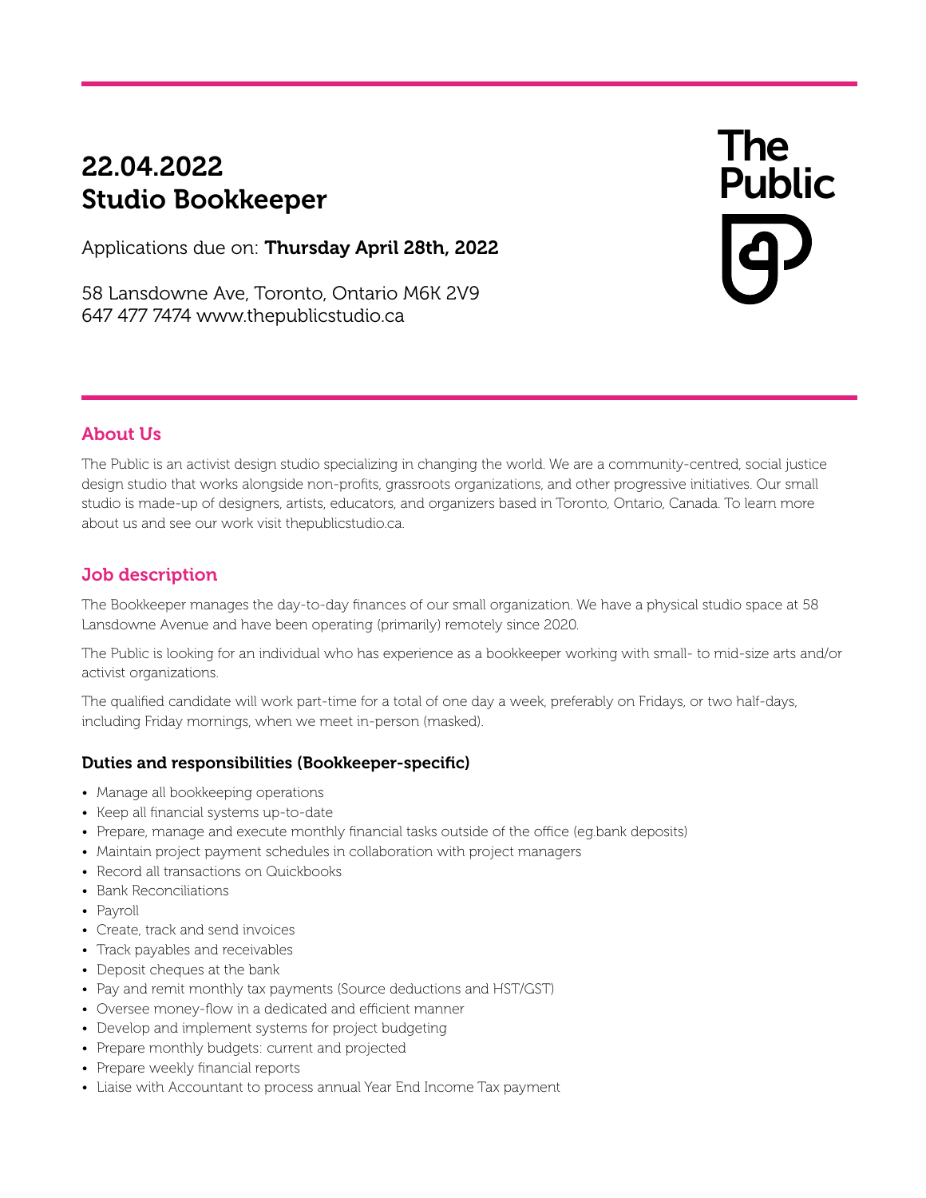# 22.04.2022
# Studio Bookkeeper

Applications due on: **Thursday April 28th, 2022**

58 Lansdowne Ave, Toronto, Ontario M6K 2V9
647 477 7474 www.thepublicstudio.ca

The Public

## About Us

The Public is an activist design studio specializing in changing the world. We are a community-centred, social justice design studio that works alongside non-profits, grassroots organizations, and other progressive initiatives. Our small studio is made-up of designers, artists, educators, and organizers based in Toronto, Ontario, Canada. To learn more about us and see our work visit thepublicstudio.ca.

## Job description

The Bookkeeper manages the day-to-day finances of our small organization. We have a physical studio space at 58 Lansdowne Avenue and have been operating (primarily) remotely since 2020.

The Public is looking for an individual who has experience as a bookkeeper working with small- to mid-size arts and/or activist organizations.

The qualified candidate will work part-time for a total of one day a week, preferably on Fridays, or two half-days, including Friday mornings, when we meet in-person (masked).

### Duties and responsibilities (Bookkeeper-specific)

- Manage all bookkeeping operations
- Keep all financial systems up-to-date
- Prepare, manage and execute monthly financial tasks outside of the office (eg.bank deposits)
- Maintain project payment schedules in collaboration with project managers
- Record all transactions on Quickbooks
- Bank Reconciliations
- Payroll
- Create, track and send invoices
- Track payables and receivables
- Deposit cheques at the bank
- Pay and remit monthly tax payments (Source deductions and HST/GST)
- Oversee money-flow in a dedicated and efficient manner
- Develop and implement systems for project budgeting
- Prepare monthly budgets: current and projected
- Prepare weekly financial reports
- Liaise with Accountant to process annual Year End Income Tax payment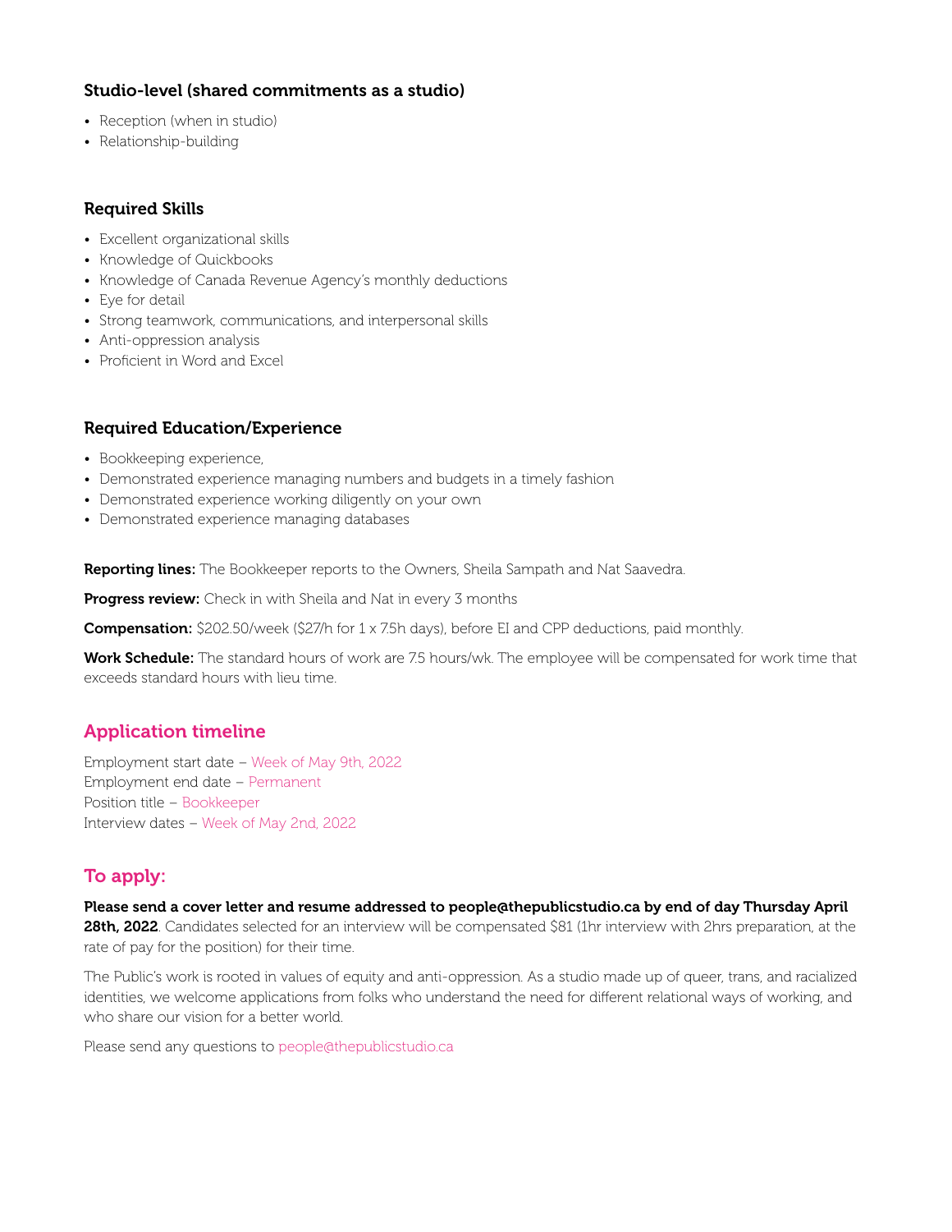### Studio-level (shared commitments as a studio)

- Reception (when in studio)
- Relationship-building

### Required Skills

- Excellent organizational skills
- Knowledge of Quickbooks
- Knowledge of Canada Revenue Agency's monthly deductions
- Eye for detail
- Strong teamwork, communications, and interpersonal skills
- Anti-oppression analysis
- Proficient in Word and Excel

### Required Education/Experience

- Bookkeeping experience,
- Demonstrated experience managing numbers and budgets in a timely fashion
- Demonstrated experience working diligently on your own
- Demonstrated experience managing databases

**Reporting lines:** The Bookkeeper reports to the Owners, Sheila Sampath and Nat Saavedra.

**Progress review:** Check in with Sheila and Nat in every 3 months

**Compensation:** $202.50/week ($27/h for 1 x 7.5h days), before EI and CPP deductions, paid monthly.

**Work Schedule:** The standard hours of work are 7.5 hours/wk. The employee will be compensated for work time that exceeds standard hours with lieu time.

## Application timeline

Employment start date – Week of May 9th, 2022
Employment end date – Permanent
Position title – Bookkeeper
Interview dates – Week of May 2nd, 2022

## To apply:

**Please send a cover letter and resume addressed to people@thepublicstudio.ca by end of day Thursday April 28th, 2022**. Candidates selected for an interview will be compensated $81 (1hr interview with 2hrs preparation, at the rate of pay for the position) for their time.

The Public's work is rooted in values of equity and anti-oppression. As a studio made up of queer, trans, and racialized identities, we welcome applications from folks who understand the need for different relational ways of working, and who share our vision for a better world.

Please send any questions to people@thepublicstudio.ca